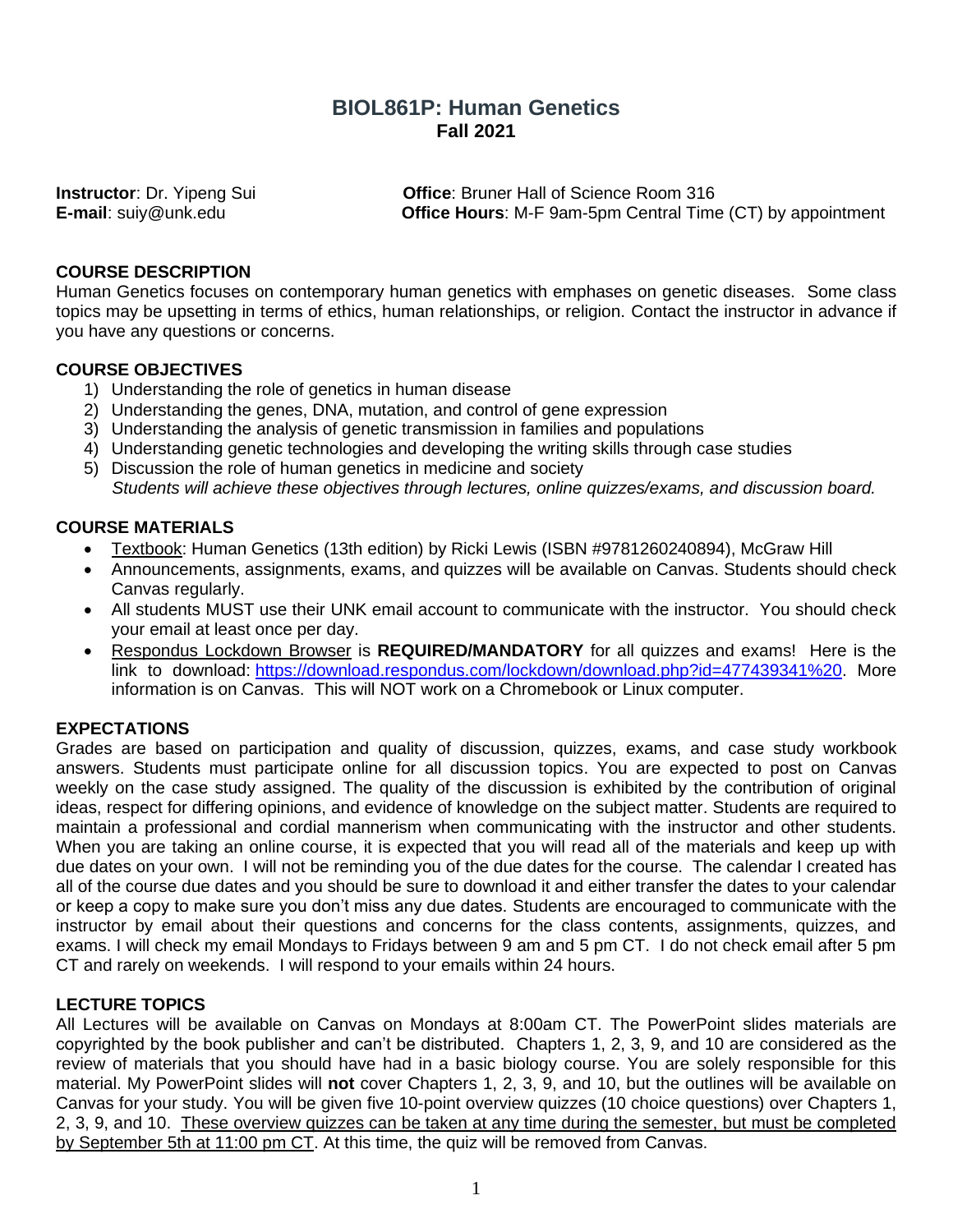# BIOL861P: Human Genetics
## Fall 2021

**Instructor**: Dr. Yipeng Sui
**E-mail**: suiy@unk.edu

**Office**: Bruner Hall of Science Room 316
**Office Hours**: M-F 9am-5pm Central Time (CT) by appointment

### COURSE DESCRIPTION

Human Genetics focuses on contemporary human genetics with emphases on genetic diseases. Some class topics may be upsetting in terms of ethics, human relationships, or religion. Contact the instructor in advance if you have any questions or concerns.

### COURSE OBJECTIVES

1) Understanding the role of genetics in human disease
2) Understanding the genes, DNA, mutation, and control of gene expression
3) Understanding the analysis of genetic transmission in families and populations
4) Understanding genetic technologies and developing the writing skills through case studies
5) Discussion the role of human genetics in medicine and society
   *Students will achieve these objectives through lectures, online quizzes/exams, and discussion board.*

### COURSE MATERIALS

- Textbook: Human Genetics (13th edition) by Ricki Lewis (ISBN #9781260240894), McGraw Hill
- Announcements, assignments, exams, and quizzes will be available on Canvas. Students should check Canvas regularly.
- All students MUST use their UNK email account to communicate with the instructor. You should check your email at least once per day.
- Respondus Lockdown Browser is **REQUIRED/MANDATORY** for all quizzes and exams! Here is the link to download: https://download.respondus.com/lockdown/download.php?id=477439341%20. More information is on Canvas. This will NOT work on a Chromebook or Linux computer.

### EXPECTATIONS

Grades are based on participation and quality of discussion, quizzes, exams, and case study workbook answers. Students must participate online for all discussion topics. You are expected to post on Canvas weekly on the case study assigned. The quality of the discussion is exhibited by the contribution of original ideas, respect for differing opinions, and evidence of knowledge on the subject matter. Students are required to maintain a professional and cordial mannerism when communicating with the instructor and other students. When you are taking an online course, it is expected that you will read all of the materials and keep up with due dates on your own. I will not be reminding you of the due dates for the course. The calendar I created has all of the course due dates and you should be sure to download it and either transfer the dates to your calendar or keep a copy to make sure you don't miss any due dates. Students are encouraged to communicate with the instructor by email about their questions and concerns for the class contents, assignments, quizzes, and exams. I will check my email Mondays to Fridays between 9 am and 5 pm CT. I do not check email after 5 pm CT and rarely on weekends. I will respond to your emails within 24 hours.

### LECTURE TOPICS

All Lectures will be available on Canvas on Mondays at 8:00am CT. The PowerPoint slides materials are copyrighted by the book publisher and can't be distributed. Chapters 1, 2, 3, 9, and 10 are considered as the review of materials that you should have had in a basic biology course. You are solely responsible for this material. My PowerPoint slides will **not** cover Chapters 1, 2, 3, 9, and 10, but the outlines will be available on Canvas for your study. You will be given five 10-point overview quizzes (10 choice questions) over Chapters 1, 2, 3, 9, and 10. These overview quizzes can be taken at any time during the semester, but must be completed by September 5th at 11:00 pm CT. At this time, the quiz will be removed from Canvas.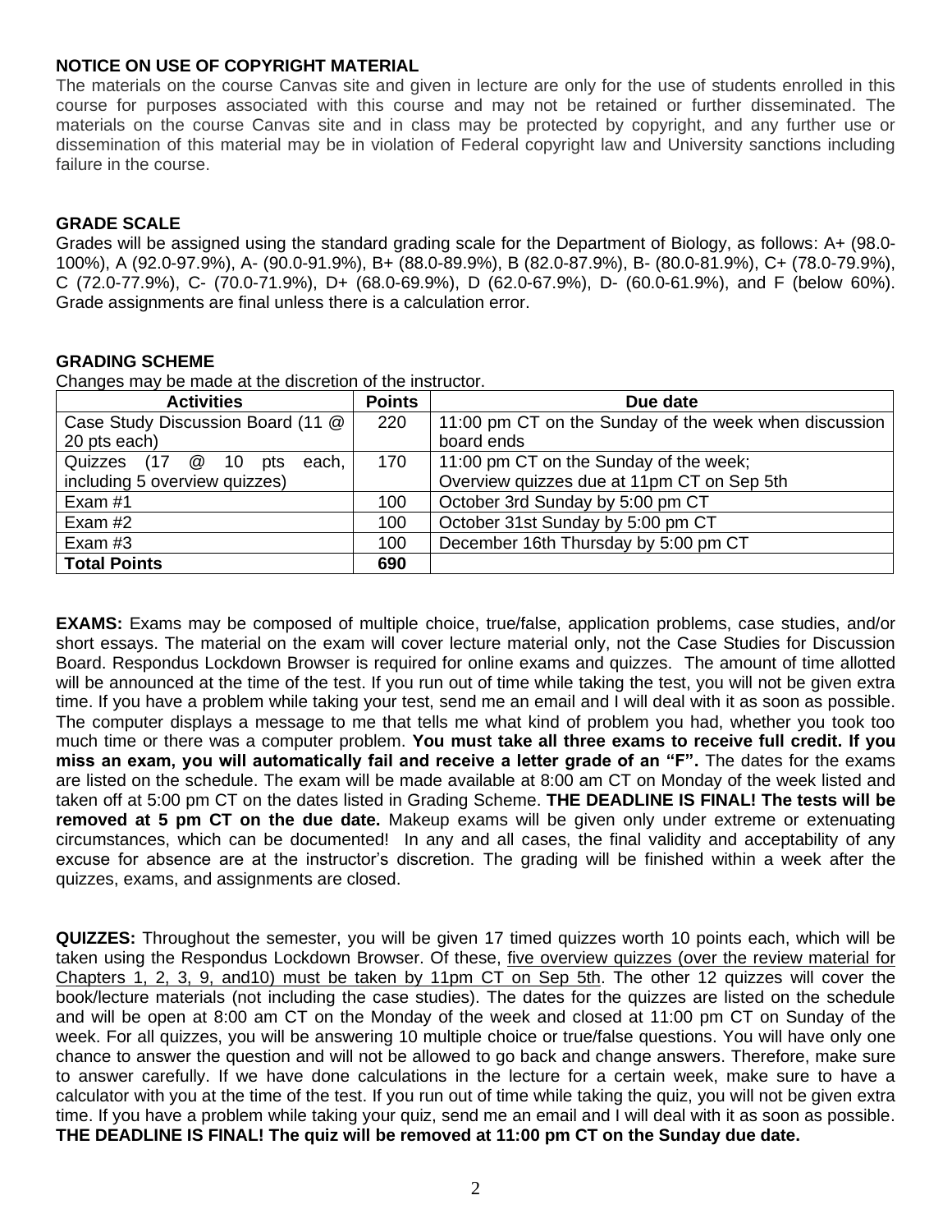**NOTICE ON USE OF COPYRIGHT MATERIAL**

The materials on the course Canvas site and given in lecture are only for the use of students enrolled in this course for purposes associated with this course and may not be retained or further disseminated. The materials on the course Canvas site and in class may be protected by copyright, and any further use or dissemination of this material may be in violation of Federal copyright law and University sanctions including failure in the course.

**GRADE SCALE**

Grades will be assigned using the standard grading scale for the Department of Biology, as follows: A+ (98.0-100%), A (92.0-97.9%), A- (90.0-91.9%), B+ (88.0-89.9%), B (82.0-87.9%), B- (80.0-81.9%), C+ (78.0-79.9%), C (72.0-77.9%), C- (70.0-71.9%), D+ (68.0-69.9%), D (62.0-67.9%), D- (60.0-61.9%), and F (below 60%). Grade assignments are final unless there is a calculation error.

**GRADING SCHEME**

Changes may be made at the discretion of the instructor.

| Activities | Points | Due date |
|---|---|---|
| Case Study Discussion Board (11 @ 20 pts each) | 220 | 11:00 pm CT on the Sunday of the week when discussion board ends |
| Quizzes (17 @ 10 pts each, including 5 overview quizzes) | 170 | 11:00 pm CT on the Sunday of the week; Overview quizzes due at 11pm CT on Sep 5th |
| Exam #1 | 100 | October 3rd Sunday by 5:00 pm CT |
| Exam #2 | 100 | October 31st Sunday by 5:00 pm CT |
| Exam #3 | 100 | December 16th Thursday by 5:00 pm CT |
| **Total Points** | **690** | |

**EXAMS:** Exams may be composed of multiple choice, true/false, application problems, case studies, and/or short essays. The material on the exam will cover lecture material only, not the Case Studies for Discussion Board. Respondus Lockdown Browser is required for online exams and quizzes. The amount of time allotted will be announced at the time of the test. If you run out of time while taking the test, you will not be given extra time. If you have a problem while taking your test, send me an email and I will deal with it as soon as possible. The computer displays a message to me that tells me what kind of problem you had, whether you took too much time or there was a computer problem. **You must take all three exams to receive full credit. If you miss an exam, you will automatically fail and receive a letter grade of an "F".** The dates for the exams are listed on the schedule. The exam will be made available at 8:00 am CT on Monday of the week listed and taken off at 5:00 pm CT on the dates listed in Grading Scheme. **THE DEADLINE IS FINAL! The tests will be removed at 5 pm CT on the due date.** Makeup exams will be given only under extreme or extenuating circumstances, which can be documented! In any and all cases, the final validity and acceptability of any excuse for absence are at the instructor's discretion. The grading will be finished within a week after the quizzes, exams, and assignments are closed.

**QUIZZES:** Throughout the semester, you will be given 17 timed quizzes worth 10 points each, which will be taken using the Respondus Lockdown Browser. Of these, five overview quizzes (over the review material for Chapters 1, 2, 3, 9, and10) must be taken by 11pm CT on Sep 5th. The other 12 quizzes will cover the book/lecture materials (not including the case studies). The dates for the quizzes are listed on the schedule and will be open at 8:00 am CT on the Monday of the week and closed at 11:00 pm CT on Sunday of the week. For all quizzes, you will be answering 10 multiple choice or true/false questions. You will have only one chance to answer the question and will not be allowed to go back and change answers. Therefore, make sure to answer carefully. If we have done calculations in the lecture for a certain week, make sure to have a calculator with you at the time of the test. If you run out of time while taking the quiz, you will not be given extra time. If you have a problem while taking your quiz, send me an email and I will deal with it as soon as possible. **THE DEADLINE IS FINAL! The quiz will be removed at 11:00 pm CT on the Sunday due date.**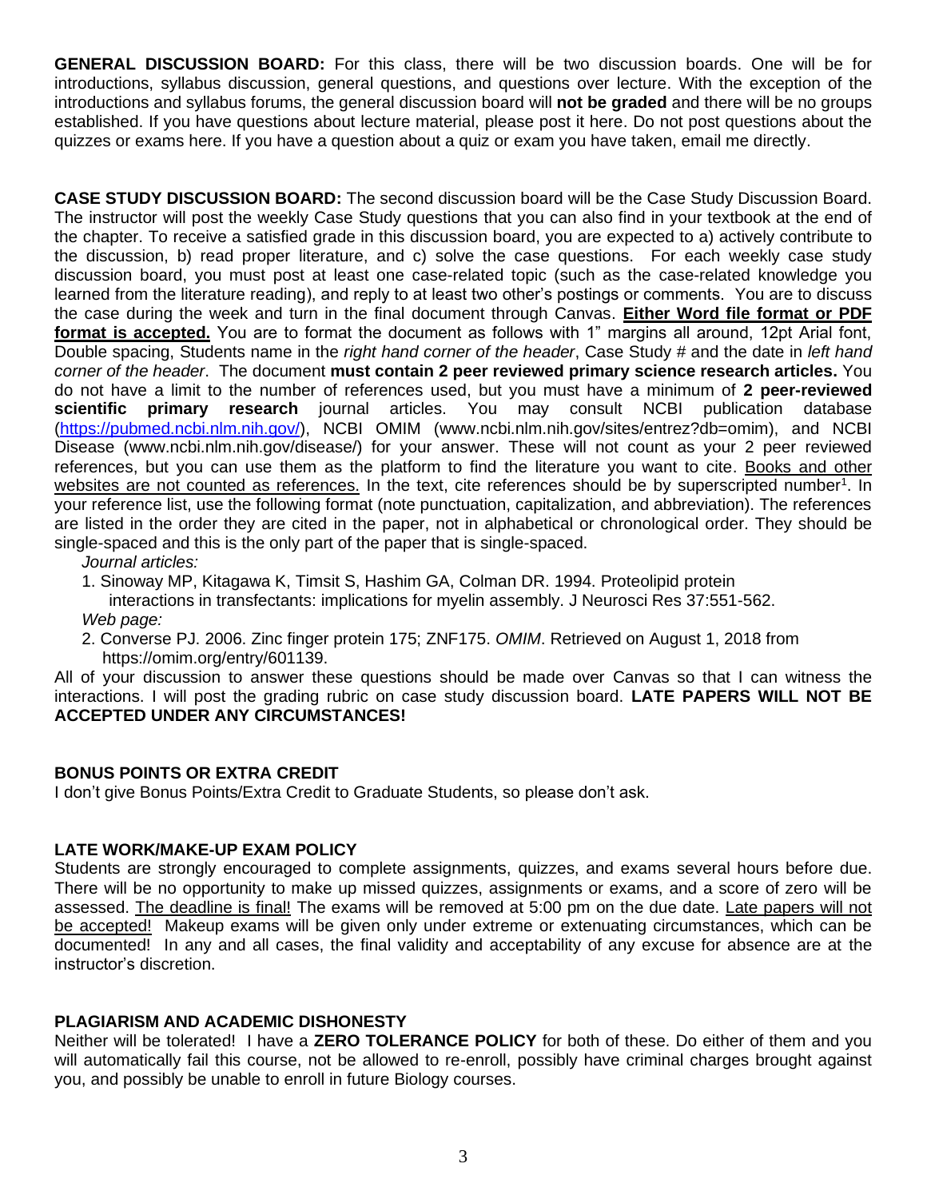**GENERAL DISCUSSION BOARD:** For this class, there will be two discussion boards. One will be for introductions, syllabus discussion, general questions, and questions over lecture. With the exception of the introductions and syllabus forums, the general discussion board will **not be graded** and there will be no groups established. If you have questions about lecture material, please post it here. Do not post questions about the quizzes or exams here. If you have a question about a quiz or exam you have taken, email me directly.

**CASE STUDY DISCUSSION BOARD:** The second discussion board will be the Case Study Discussion Board. The instructor will post the weekly Case Study questions that you can also find in your textbook at the end of the chapter. To receive a satisfied grade in this discussion board, you are expected to a) actively contribute to the discussion, b) read proper literature, and c) solve the case questions. For each weekly case study discussion board, you must post at least one case-related topic (such as the case-related knowledge you learned from the literature reading), and reply to at least two other's postings or comments. You are to discuss the case during the week and turn in the final document through Canvas. **Either Word file format or PDF format is accepted.** You are to format the document as follows with 1" margins all around, 12pt Arial font, Double spacing, Students name in the *right hand corner of the header*, Case Study # and the date in *left hand corner of the header*. The document **must contain 2 peer reviewed primary science research articles.** You do not have a limit to the number of references used, but you must have a minimum of **2 peer-reviewed scientific primary research** journal articles. You may consult NCBI publication database (https://pubmed.ncbi.nlm.nih.gov/), NCBI OMIM (www.ncbi.nlm.nih.gov/sites/entrez?db=omim), and NCBI Disease (www.ncbi.nlm.nih.gov/disease/) for your answer. These will not count as your 2 peer reviewed references, but you can use them as the platform to find the literature you want to cite. Books and other websites are not counted as references. In the text, cite references should be by superscripted number[1]. In your reference list, use the following format (note punctuation, capitalization, and abbreviation). The references are listed in the order they are cited in the paper, not in alphabetical or chronological order. They should be single-spaced and this is the only part of the paper that is single-spaced.

*Journal articles:*

1. Sinoway MP, Kitagawa K, Timsit S, Hashim GA, Colman DR. 1994. Proteolipid protein interactions in transfectants: implications for myelin assembly. J Neurosci Res 37:551-562.

*Web page:*

2. Converse PJ. 2006. Zinc finger protein 175; ZNF175. *OMIM*. Retrieved on August 1, 2018 from https://omim.org/entry/601139.

All of your discussion to answer these questions should be made over Canvas so that I can witness the interactions. I will post the grading rubric on case study discussion board. **LATE PAPERS WILL NOT BE ACCEPTED UNDER ANY CIRCUMSTANCES!**

**BONUS POINTS OR EXTRA CREDIT**

I don't give Bonus Points/Extra Credit to Graduate Students, so please don't ask.

**LATE WORK/MAKE-UP EXAM POLICY**

Students are strongly encouraged to complete assignments, quizzes, and exams several hours before due. There will be no opportunity to make up missed quizzes, assignments or exams, and a score of zero will be assessed. The deadline is final! The exams will be removed at 5:00 pm on the due date. Late papers will not be accepted! Makeup exams will be given only under extreme or extenuating circumstances, which can be documented! In any and all cases, the final validity and acceptability of any excuse for absence are at the instructor's discretion.

**PLAGIARISM AND ACADEMIC DISHONESTY**

Neither will be tolerated! I have a **ZERO TOLERANCE POLICY** for both of these. Do either of them and you will automatically fail this course, not be allowed to re-enroll, possibly have criminal charges brought against you, and possibly be unable to enroll in future Biology courses.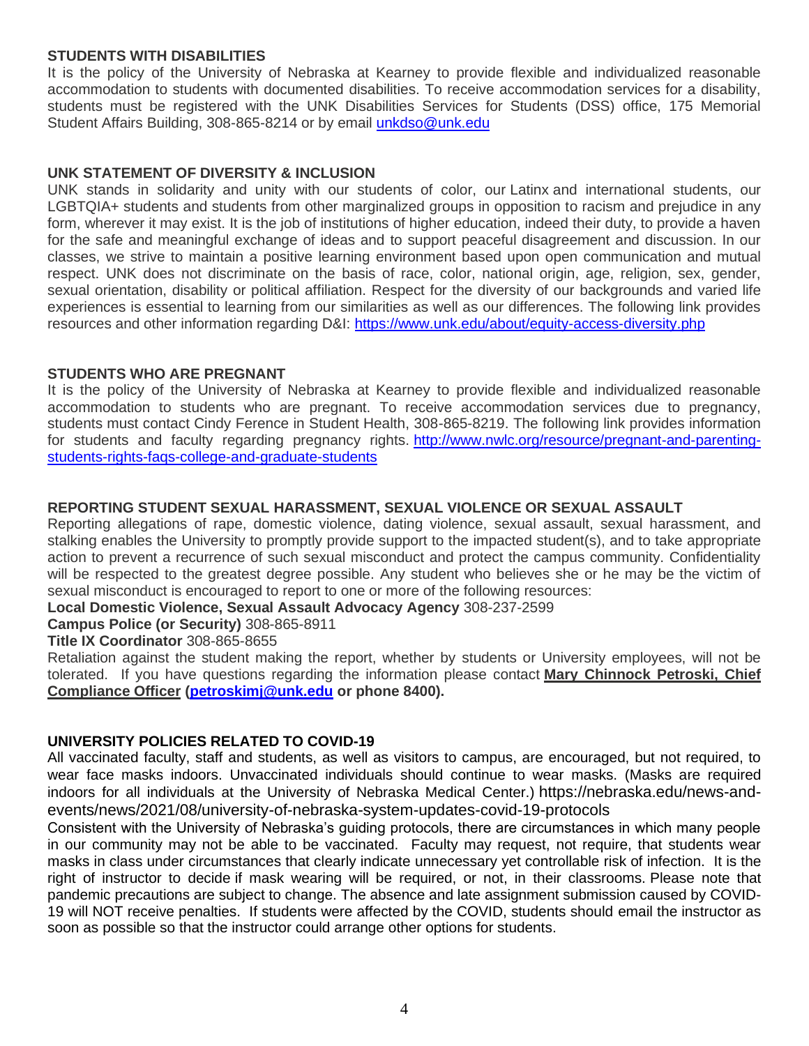## STUDENTS WITH DISABILITIES

It is the policy of the University of Nebraska at Kearney to provide flexible and individualized reasonable accommodation to students with documented disabilities. To receive accommodation services for a disability, students must be registered with the UNK Disabilities Services for Students (DSS) office, 175 Memorial Student Affairs Building, 308-865-8214 or by email unkdso@unk.edu

## UNK STATEMENT OF DIVERSITY & INCLUSION

UNK stands in solidarity and unity with our students of color, our Latinx and international students, our LGBTQIA+ students and students from other marginalized groups in opposition to racism and prejudice in any form, wherever it may exist. It is the job of institutions of higher education, indeed their duty, to provide a haven for the safe and meaningful exchange of ideas and to support peaceful disagreement and discussion. In our classes, we strive to maintain a positive learning environment based upon open communication and mutual respect. UNK does not discriminate on the basis of race, color, national origin, age, religion, sex, gender, sexual orientation, disability or political affiliation. Respect for the diversity of our backgrounds and varied life experiences is essential to learning from our similarities as well as our differences. The following link provides resources and other information regarding D&I: https://www.unk.edu/about/equity-access-diversity.php

## STUDENTS WHO ARE PREGNANT

It is the policy of the University of Nebraska at Kearney to provide flexible and individualized reasonable accommodation to students who are pregnant. To receive accommodation services due to pregnancy, students must contact Cindy Ference in Student Health, 308-865-8219. The following link provides information for students and faculty regarding pregnancy rights. http://www.nwlc.org/resource/pregnant-and-parenting-students-rights-faqs-college-and-graduate-students

## REPORTING STUDENT SEXUAL HARASSMENT, SEXUAL VIOLENCE OR SEXUAL ASSAULT

Reporting allegations of rape, domestic violence, dating violence, sexual assault, sexual harassment, and stalking enables the University to promptly provide support to the impacted student(s), and to take appropriate action to prevent a recurrence of such sexual misconduct and protect the campus community. Confidentiality will be respected to the greatest degree possible. Any student who believes she or he may be the victim of sexual misconduct is encouraged to report to one or more of the following resources:

**Local Domestic Violence, Sexual Assault Advocacy Agency** 308-237-2599

**Campus Police (or Security)** 308-865-8911

**Title IX Coordinator** 308-865-8655

Retaliation against the student making the report, whether by students or University employees, will not be tolerated. If you have questions regarding the information please contact **Mary Chinnock Petroski, Chief Compliance Officer (petroskimj@unk.edu or phone 8400).**

## UNIVERSITY POLICIES RELATED TO COVID-19

All vaccinated faculty, staff and students, as well as visitors to campus, are encouraged, but not required, to wear face masks indoors. Unvaccinated individuals should continue to wear masks. (Masks are required indoors for all individuals at the University of Nebraska Medical Center.) https://nebraska.edu/news-and-events/news/2021/08/university-of-nebraska-system-updates-covid-19-protocols

Consistent with the University of Nebraska's guiding protocols, there are circumstances in which many people in our community may not be able to be vaccinated. Faculty may request, not require, that students wear masks in class under circumstances that clearly indicate unnecessary yet controllable risk of infection. It is the right of instructor to decide if mask wearing will be required, or not, in their classrooms. Please note that pandemic precautions are subject to change. The absence and late assignment submission caused by COVID-19 will NOT receive penalties. If students were affected by the COVID, students should email the instructor as soon as possible so that the instructor could arrange other options for students.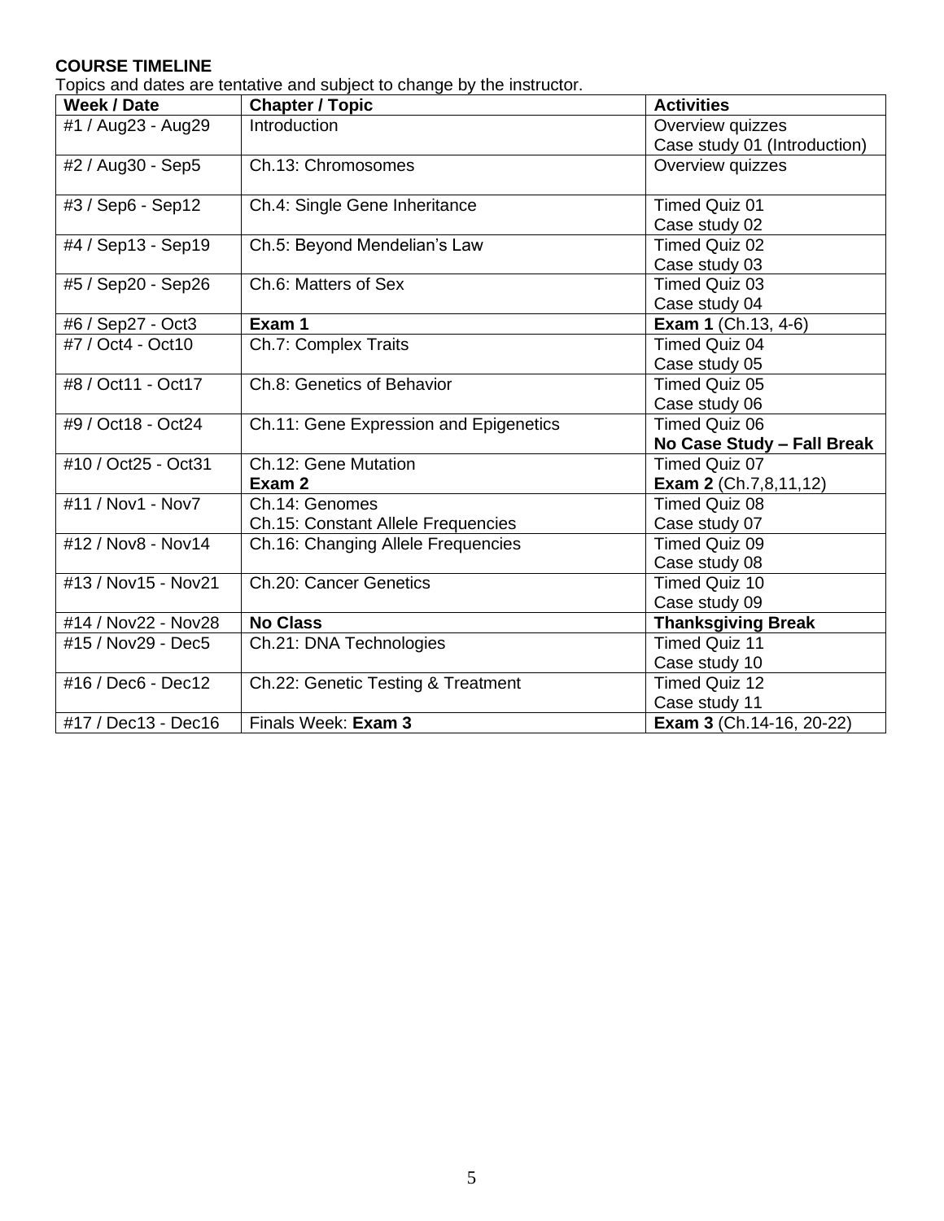**COURSE TIMELINE**

Topics and dates are tentative and subject to change by the instructor.

| Week / Date | Chapter / Topic | Activities |
|---|---|---|
| #1 / Aug23 - Aug29 | Introduction | Overview quizzes<br>Case study 01 (Introduction) |
| #2 / Aug30 - Sep5 | Ch.13: Chromosomes | Overview quizzes |
| #3 / Sep6 - Sep12 | Ch.4: Single Gene Inheritance | Timed Quiz 01<br>Case study 02 |
| #4 / Sep13 - Sep19 | Ch.5: Beyond Mendelian's Law | Timed Quiz 02<br>Case study 03 |
| #5 / Sep20 - Sep26 | Ch.6: Matters of Sex | Timed Quiz 03<br>Case study 04 |
| #6 / Sep27 - Oct3 | **Exam 1** | **Exam 1** (Ch.13, 4-6) |
| #7 / Oct4 - Oct10 | Ch.7: Complex Traits | Timed Quiz 04<br>Case study 05 |
| #8 / Oct11 - Oct17 | Ch.8: Genetics of Behavior | Timed Quiz 05<br>Case study 06 |
| #9 / Oct18 - Oct24 | Ch.11: Gene Expression and Epigenetics | Timed Quiz 06<br>**No Case Study – Fall Break** |
| #10 / Oct25 - Oct31 | Ch.12: Gene Mutation<br>**Exam 2** | Timed Quiz 07<br>**Exam 2** (Ch.7,8,11,12) |
| #11 / Nov1 - Nov7 | Ch.14: Genomes<br>Ch.15: Constant Allele Frequencies | Timed Quiz 08<br>Case study 07 |
| #12 / Nov8 - Nov14 | Ch.16: Changing Allele Frequencies | Timed Quiz 09<br>Case study 08 |
| #13 / Nov15 - Nov21 | Ch.20: Cancer Genetics | Timed Quiz 10<br>Case study 09 |
| #14 / Nov22 - Nov28 | **No Class** | **Thanksgiving Break** |
| #15 / Nov29 - Dec5 | Ch.21: DNA Technologies | Timed Quiz 11<br>Case study 10 |
| #16 / Dec6 - Dec12 | Ch.22: Genetic Testing & Treatment | Timed Quiz 12<br>Case study 11 |
| #17 / Dec13 - Dec16 | Finals Week: **Exam 3** | **Exam 3** (Ch.14-16, 20-22) |